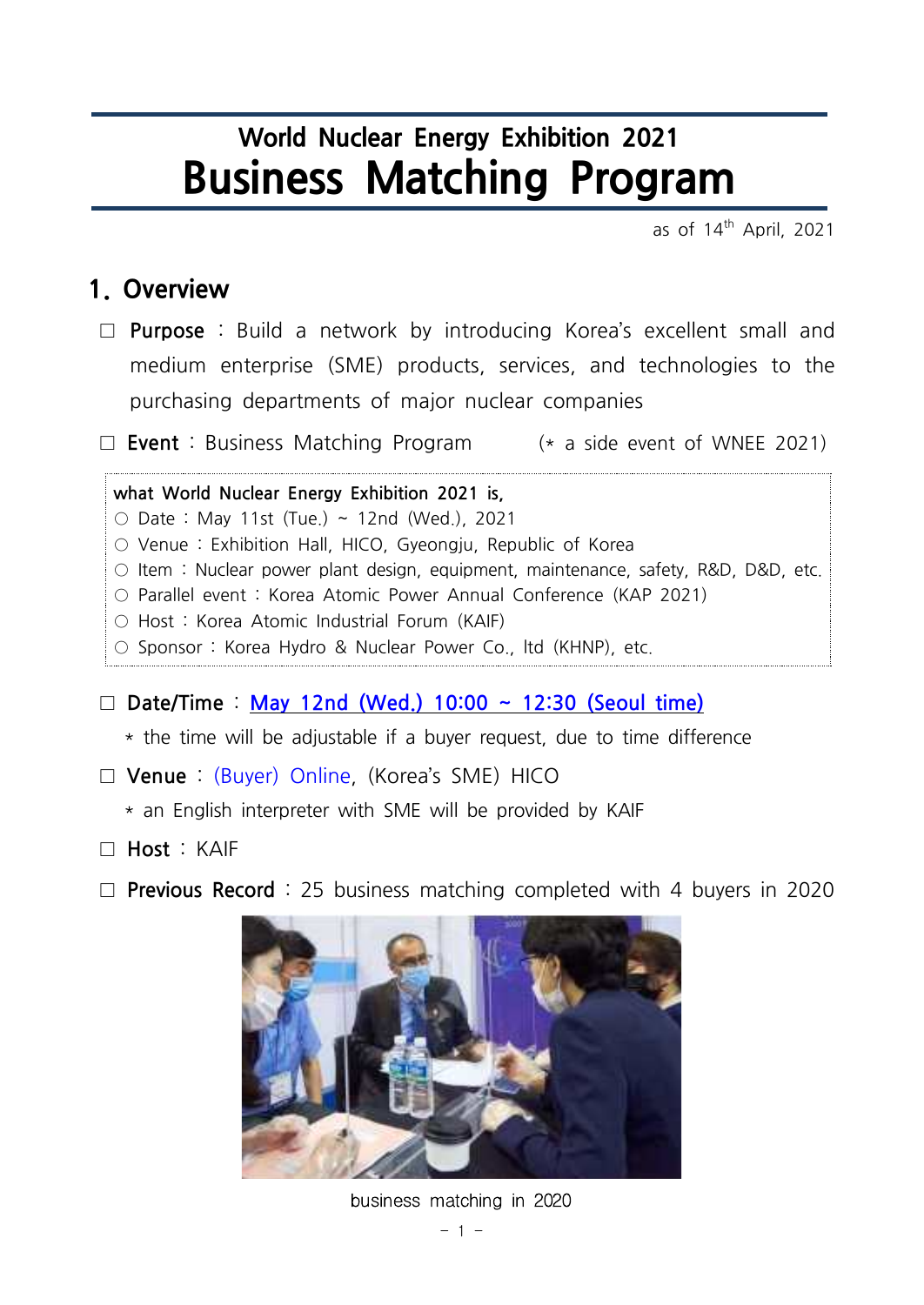# World Nuclear Energy Exhibition 2021
# Business Matching Program

as of 14th April, 2021

## 1. Overview

□ **Purpose** : Build a network by introducing Korea's excellent small and medium enterprise (SME) products, services, and technologies to the purchasing departments of major nuclear companies

□ **Event** : Business Matching Program (* a side event of WNEE 2021)

> **what World Nuclear Energy Exhibition 2021 is,**
> ○ Date : May 11st (Tue.) ~ 12nd (Wed.), 2021
> ○ Venue : Exhibition Hall, HICO, Gyeongju, Republic of Korea
> ○ Item : Nuclear power plant design, equipment, maintenance, safety, R&D, D&D, etc.
> ○ Parallel event : Korea Atomic Power Annual Conference (KAP 2021)
> ○ Host : Korea Atomic Industrial Forum (KAIF)
> ○ Sponsor : Korea Hydro & Nuclear Power Co., ltd (KHNP), etc.

□ **Date/Time** : May 12nd (Wed.) 10:00 ~ 12:30 (Seoul time)

* the time will be adjustable if a buyer request, due to time difference

□ **Venue** : (Buyer) Online, (Korea's SME) HICO

* an English interpreter with SME will be provided by KAIF

□ **Host** : KAIF

□ **Previous Record** : 25 business matching completed with 4 buyers in 2020

business matching in 2020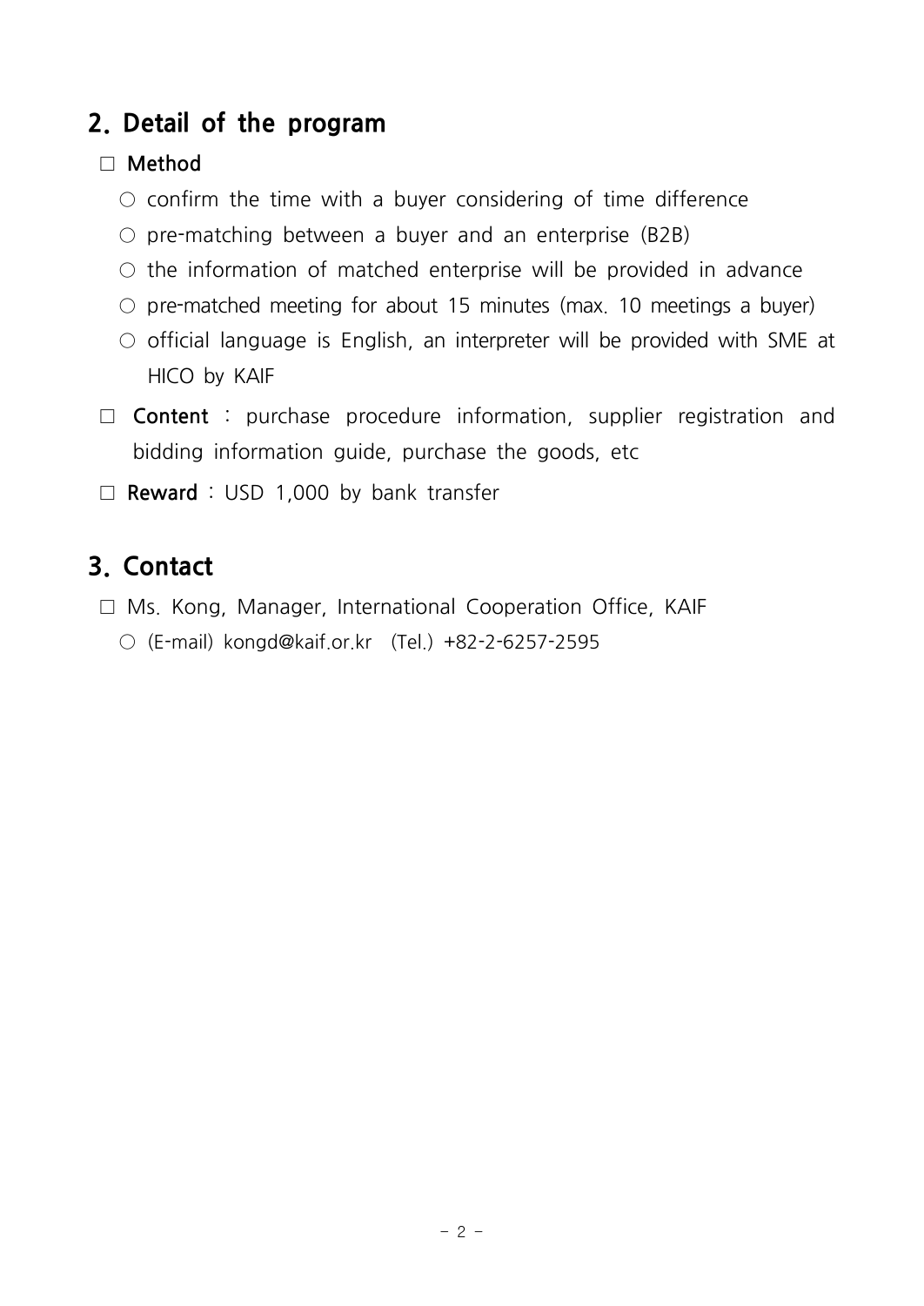## 2. Detail of the program

□ **Method**

- ○ confirm the time with a buyer considering of time difference
- ○ pre-matching between a buyer and an enterprise (B2B)
- ○ the information of matched enterprise will be provided in advance
- ○ pre-matched meeting for about 15 minutes (max. 10 meetings a buyer)
- ○ official language is English, an interpreter will be provided with SME at HICO by KAIF

□ **Content** : purchase procedure information, supplier registration and bidding information guide, purchase the goods, etc

□ **Reward** : USD 1,000 by bank transfer

## 3. Contact

□ Ms. Kong, Manager, International Cooperation Office, KAIF

- ○ (E-mail) kongd@kaif.or.kr (Tel.) +82-2-6257-2595